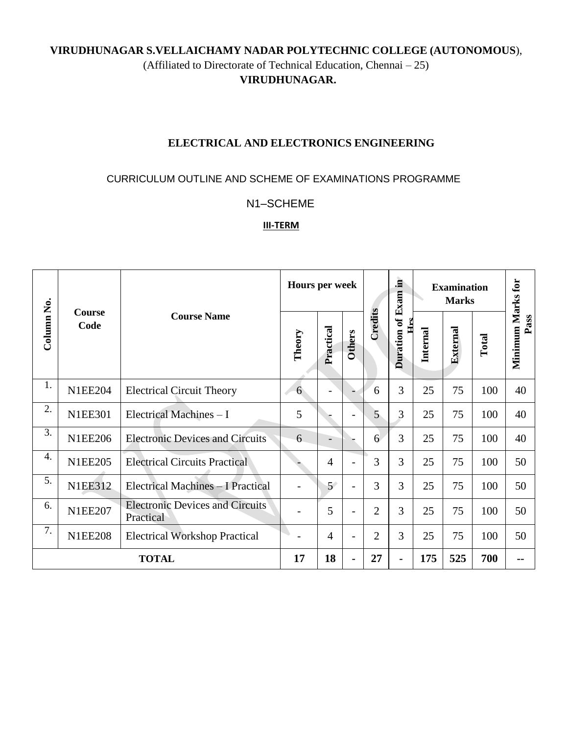**VIRUDHUNAGAR S.VELLAICHAMY NADAR POLYTECHNIC COLLEGE (AUTONOMOUS**),

(Affiliated to Directorate of Technical Education, Chennai – 25)

**VIRUDHUNAGAR.**

## ELECTRICAL AND ELECTRONICS ENGINEERING

CURRICULUM OUTLINE AND SCHEME OF EXAMINATIONS PROGRAMME

N1–SCHEME

**III-TERM**

| Column No. | Course Code | Course Name | Hours per week | | | Credits | Duration of Exam in Hrs | Examination Marks | | | Minimum Marks for Pass |
|---|---|---|---|---|---|---|---|---|---|---|---|
| | | | Theory | Practical | Others | | | Internal | External | Total | |
| 1. | N1EE204 | Electrical Circuit Theory | 6 | - | - | 6 | 3 | 25 | 75 | 100 | 40 |
| 2. | N1EE301 | Electrical Machines – I | 5 | - | - | 5 | 3 | 25 | 75 | 100 | 40 |
| 3. | N1EE206 | Electronic Devices and Circuits | 6 | - | - | 6 | 3 | 25 | 75 | 100 | 40 |
| 4. | N1EE205 | Electrical Circuits Practical | - | 4 | - | 3 | 3 | 25 | 75 | 100 | 50 |
| 5. | N1EE312 | Electrical Machines – I Practical | - | 5 | - | 3 | 3 | 25 | 75 | 100 | 50 |
| 6. | N1EE207 | Electronic Devices and Circuits Practical | - | 5 | - | 2 | 3 | 25 | 75 | 100 | 50 |
| 7. | N1EE208 | Electrical Workshop Practical | - | 4 | - | 2 | 3 | 25 | 75 | 100 | 50 |
| **TOTAL** | | | **17** | **18** | **-** | **27** | **-** | **175** | **525** | **700** | **--** |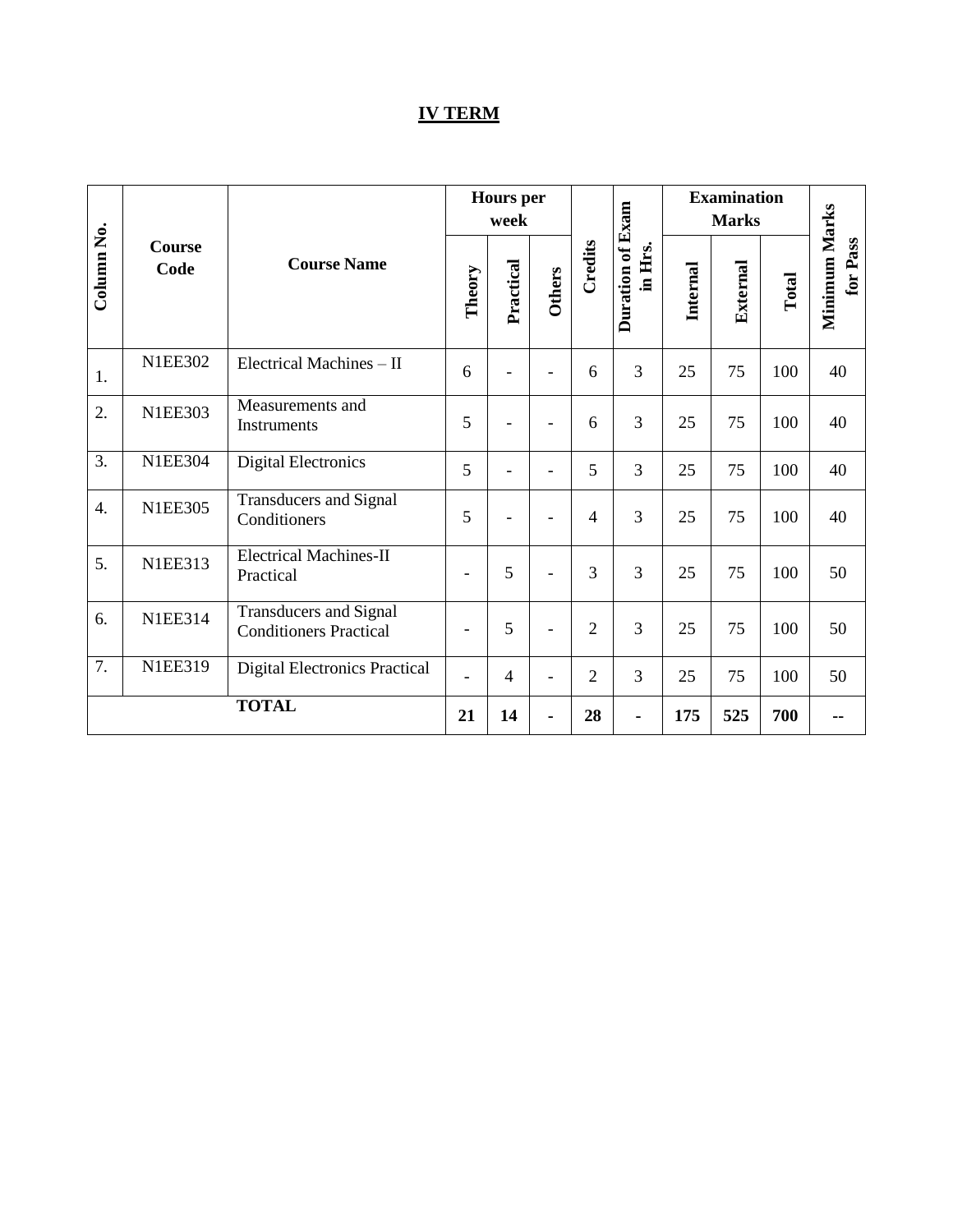# IV TERM

| Column No. | Course Code | Course Name | Hours per week | | | Credits | Duration of Exam in Hrs. | Examination Marks | | | Minimum Marks for Pass |
|---|---|---|---|---|---|---|---|---|---|---|---|
| | | | Theory | Practical | Others | | | Internal | External | Total | |
| 1. | N1EE302 | Electrical Machines – II | 6 | - | - | 6 | 3 | 25 | 75 | 100 | 40 |
| 2. | N1EE303 | Measurements and Instruments | 5 | - | - | 6 | 3 | 25 | 75 | 100 | 40 |
| 3. | N1EE304 | Digital Electronics | 5 | - | - | 5 | 3 | 25 | 75 | 100 | 40 |
| 4. | N1EE305 | Transducers and Signal Conditioners | 5 | - | - | 4 | 3 | 25 | 75 | 100 | 40 |
| 5. | N1EE313 | Electrical Machines-II Practical | - | 5 | - | 3 | 3 | 25 | 75 | 100 | 50 |
| 6. | N1EE314 | Transducers and Signal Conditioners Practical | - | 5 | - | 2 | 3 | 25 | 75 | 100 | 50 |
| 7. | N1EE319 | Digital Electronics Practical | - | 4 | - | 2 | 3 | 25 | 75 | 100 | 50 |
| **TOTAL** | | | **21** | **14** | **-** | **28** | **-** | **175** | **525** | **700** | **--** |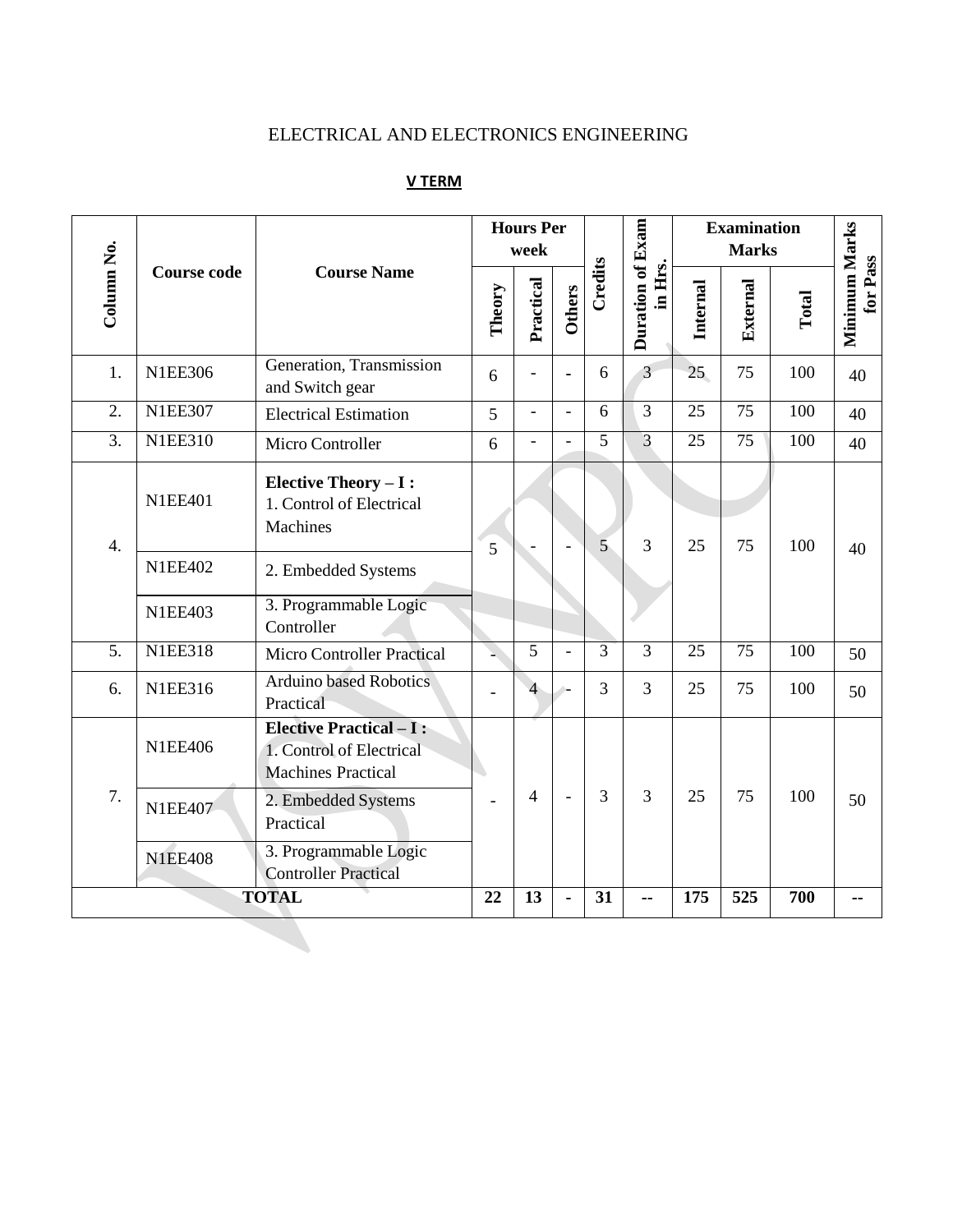ELECTRICAL AND ELECTRONICS ENGINEERING

**V TERM**

| Column No. | Course code | Course Name | Hours Per week | | | Credits | Duration of Exam in Hrs. | Examination Marks | | | Minimum Marks for Pass |
|---|---|---|---|---|---|---|---|---|---|---|---|
| | | | Theory | Practical | Others | | | Internal | External | Total | |
| 1. | N1EE306 | Generation, Transmission and Switch gear | 6 | - | - | 6 | 3 | 25 | 75 | 100 | 40 |
| 2. | N1EE307 | Electrical Estimation | 5 | - | - | 6 | 3 | 25 | 75 | 100 | 40 |
| 3. | N1EE310 | Micro Controller | 6 | - | - | 5 | 3 | 25 | 75 | 100 | 40 |
| 4. | N1EE401 | **Elective Theory – I :** 1. Control of Electrical Machines | 5 | - | - | 5 | 3 | 25 | 75 | 100 | 40 |
| | N1EE402 | 2. Embedded Systems | | | | | | | | | |
| | N1EE403 | 3. Programmable Logic Controller | | | | | | | | | |
| 5. | N1EE318 | Micro Controller Practical | - | 5 | - | 3 | 3 | 25 | 75 | 100 | 50 |
| 6. | N1EE316 | Arduino based Robotics Practical | - | 4 | - | 3 | 3 | 25 | 75 | 100 | 50 |
| 7. | N1EE406 | **Elective Practical – I :** 1. Control of Electrical Machines Practical | - | 4 | - | 3 | 3 | 25 | 75 | 100 | 50 |
| | N1EE407 | 2. Embedded Systems Practical | | | | | | | | | |
| | N1EE408 | 3. Programmable Logic Controller Practical | | | | | | | | | |
| **TOTAL** | | | **22** | **13** | **-** | **31** | **--** | **175** | **525** | **700** | **--** |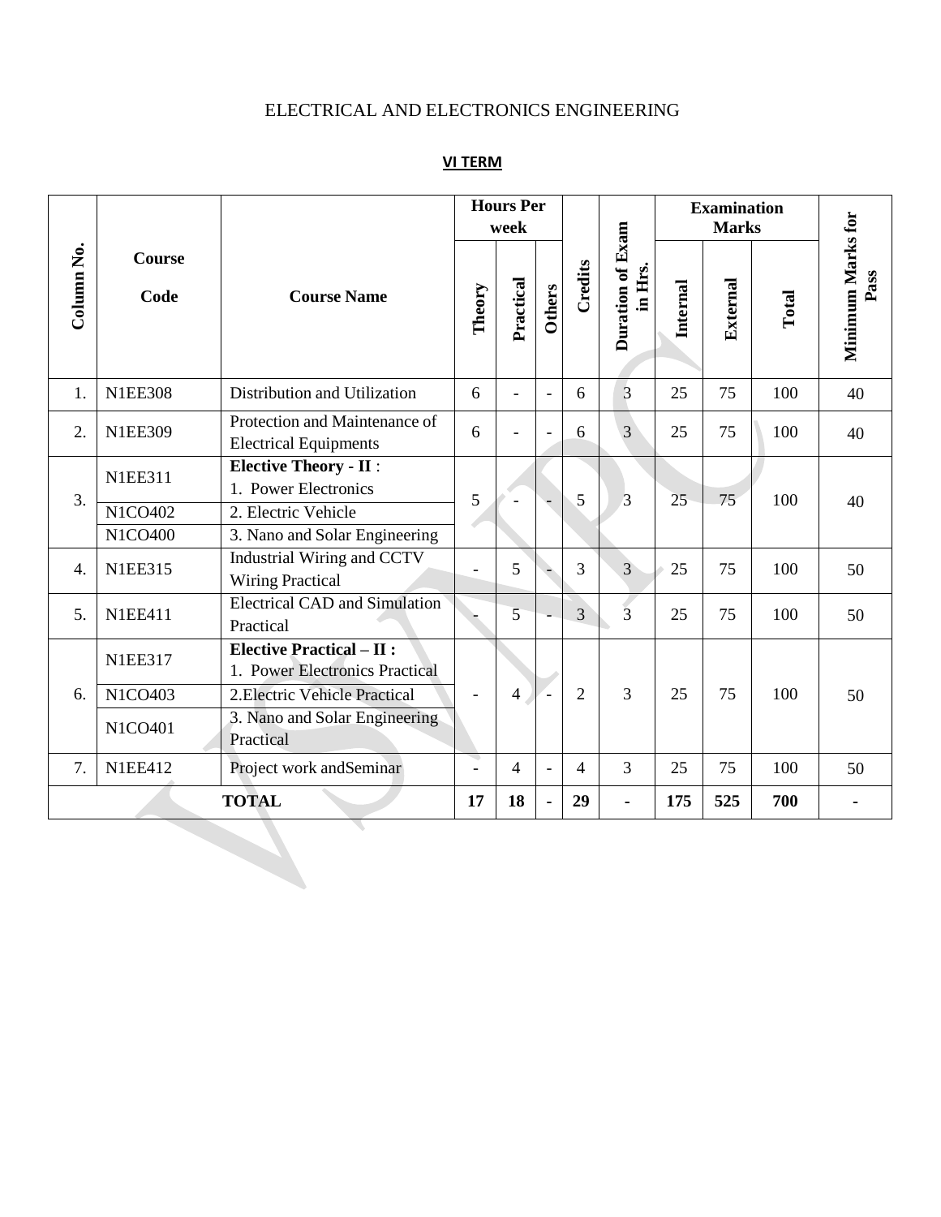# ELECTRICAL AND ELECTRONICS ENGINEERING

## VI TERM

| Column No. | Course Code | Course Name | Hours Per week | | | Credits | Duration of Exam in Hrs. | Examination Marks | | | Minimum Marks for Pass |
|---|---|---|---|---|---|---|---|---|---|---|---|
| | | | Theory | Practical | Others | | | Internal | External | Total | |
| 1. | N1EE308 | Distribution and Utilization | 6 | - | - | 6 | 3 | 25 | 75 | 100 | 40 |
| 2. | N1EE309 | Protection and Maintenance of Electrical Equipments | 6 | - | - | 6 | 3 | 25 | 75 | 100 | 40 |
| 3. | N1EE311 | **Elective Theory - II** : 1. Power Electronics | 5 | - | - | 5 | 3 | 25 | 75 | 100 | 40 |
| | N1CO402 | 2. Electric Vehicle | | | | | | | | | |
| | N1CO400 | 3. Nano and Solar Engineering | | | | | | | | | |
| 4. | N1EE315 | Industrial Wiring and CCTV Wiring Practical | - | 5 | - | 3 | 3 | 25 | 75 | 100 | 50 |
| 5. | N1EE411 | Electrical CAD and Simulation Practical | - | 5 | - | 3 | 3 | 25 | 75 | 100 | 50 |
| 6. | N1EE317 | **Elective Practical – II :** 1. Power Electronics Practical | - | 4 | - | 2 | 3 | 25 | 75 | 100 | 50 |
| | N1CO403 | 2.Electric Vehicle Practical | | | | | | | | | |
| | N1CO401 | 3. Nano and Solar Engineering Practical | | | | | | | | | |
| 7. | N1EE412 | Project work andSeminar | - | 4 | - | 4 | 3 | 25 | 75 | 100 | 50 |
| **TOTAL** | | | **17** | **18** | **-** | **29** | **-** | **175** | **525** | **700** | **-** |